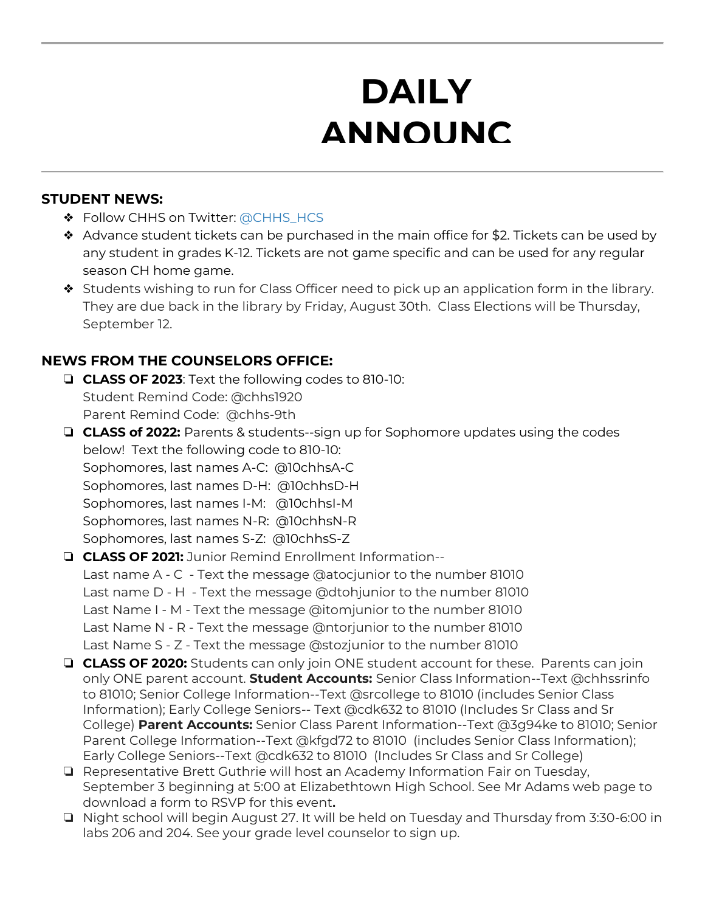# DAILY ANNOUNC

**STUDENT NEWS:**

- Follow CHHS on Twitter: @CHHS_HCS
- Advance student tickets can be purchased in the main office for $2. Tickets can be used by any student in grades K-12. Tickets are not game specific and can be used for any regular season CH home game.
- Students wishing to run for Class Officer need to pick up an application form in the library. They are due back in the library by Friday, August 30th. Class Elections will be Thursday, September 12.

**NEWS FROM THE COUNSELORS OFFICE:**

- **CLASS OF 2023**: Text the following codes to 810-10:
  Student Remind Code: @chhs1920
  Parent Remind Code: @chhs-9th
- **CLASS of 2022:** Parents & students--sign up for Sophomore updates using the codes below! Text the following code to 810-10:
  Sophomores, last names A-C: @10chhsA-C
  Sophomores, last names D-H: @10chhsD-H
  Sophomores, last names I-M: @10chhsI-M
  Sophomores, last names N-R: @10chhsN-R
  Sophomores, last names S-Z: @10chhsS-Z
- **CLASS OF 2021:** Junior Remind Enrollment Information--
  Last name A - C - Text the message @atocjunior to the number 81010
  Last name D - H - Text the message @dtohjunior to the number 81010
  Last Name I - M - Text the message @itomjunior to the number 81010
  Last Name N - R - Text the message @ntorjunior to the number 81010
  Last Name S - Z - Text the message @stozjunior to the number 81010
- **CLASS OF 2020:** Students can only join ONE student account for these. Parents can join only ONE parent account. **Student Accounts:** Senior Class Information--Text @chhssrinfo to 81010; Senior College Information--Text @srcollege to 81010 (includes Senior Class Information); Early College Seniors-- Text @cdk632 to 81010 (Includes Sr Class and Sr College) **Parent Accounts:** Senior Class Parent Information--Text @3g94ke to 81010; Senior Parent College Information--Text @kfgd72 to 81010 (includes Senior Class Information); Early College Seniors--Text @cdk632 to 81010 (Includes Sr Class and Sr College)
- Representative Brett Guthrie will host an Academy Information Fair on Tuesday, September 3 beginning at 5:00 at Elizabethtown High School. See Mr Adams web page to download a form to RSVP for this event**.**
- Night school will begin August 27. It will be held on Tuesday and Thursday from 3:30-6:00 in labs 206 and 204. See your grade level counselor to sign up.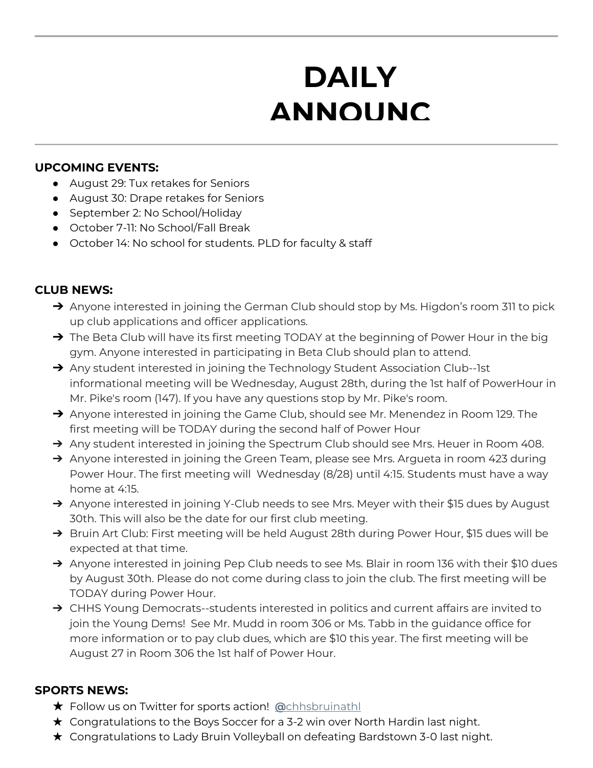# DAILY ANNOUNC

**UPCOMING EVENTS:**

- August 29: Tux retakes for Seniors
- August 30: Drape retakes for Seniors
- September 2: No School/Holiday
- October 7-11: No School/Fall Break
- October 14: No school for students. PLD for faculty & staff

**CLUB NEWS:**

- Anyone interested in joining the German Club should stop by Ms. Higdon's room 311 to pick up club applications and officer applications.
- The Beta Club will have its first meeting TODAY at the beginning of Power Hour in the big gym. Anyone interested in participating in Beta Club should plan to attend.
- Any student interested in joining the Technology Student Association Club--1st informational meeting will be Wednesday, August 28th, during the 1st half of PowerHour in Mr. Pike's room (147). If you have any questions stop by Mr. Pike's room.
- Anyone interested in joining the Game Club, should see Mr. Menendez in Room 129. The first meeting will be TODAY during the second half of Power Hour
- Any student interested in joining the Spectrum Club should see Mrs. Heuer in Room 408.
- Anyone interested in joining the Green Team, please see Mrs. Argueta in room 423 during Power Hour. The first meeting will Wednesday (8/28) until 4:15. Students must have a way home at 4:15.
- Anyone interested in joining Y-Club needs to see Mrs. Meyer with their $15 dues by August 30th. This will also be the date for our first club meeting.
- Bruin Art Club: First meeting will be held August 28th during Power Hour, $15 dues will be expected at that time.
- Anyone interested in joining Pep Club needs to see Ms. Blair in room 136 with their $10 dues by August 30th. Please do not come during class to join the club. The first meeting will be TODAY during Power Hour.
- CHHS Young Democrats--students interested in politics and current affairs are invited to join the Young Dems! See Mr. Mudd in room 306 or Ms. Tabb in the guidance office for more information or to pay club dues, which are $10 this year. The first meeting will be August 27 in Room 306 the 1st half of Power Hour.

**SPORTS NEWS:**

- Follow us on Twitter for sports action! @chhsbruinathl
- Congratulations to the Boys Soccer for a 3-2 win over North Hardin last night.
- Congratulations to Lady Bruin Volleyball on defeating Bardstown 3-0 last night.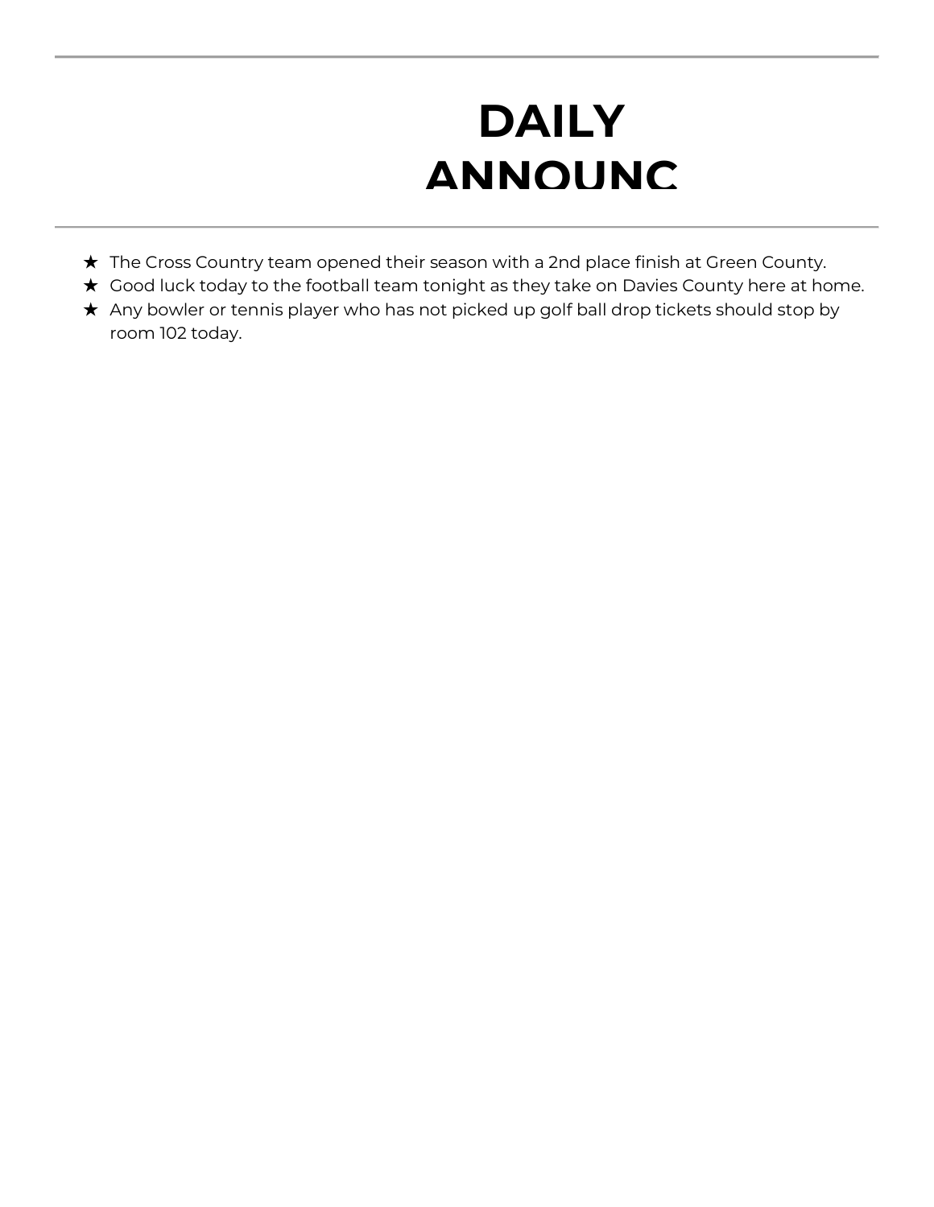# DAILY ANNOUNC

- ★ The Cross Country team opened their season with a 2nd place finish at Green County.
- ★ Good luck today to the football team tonight as they take on Davies County here at home.
- ★ Any bowler or tennis player who has not picked up golf ball drop tickets should stop by room 102 today.